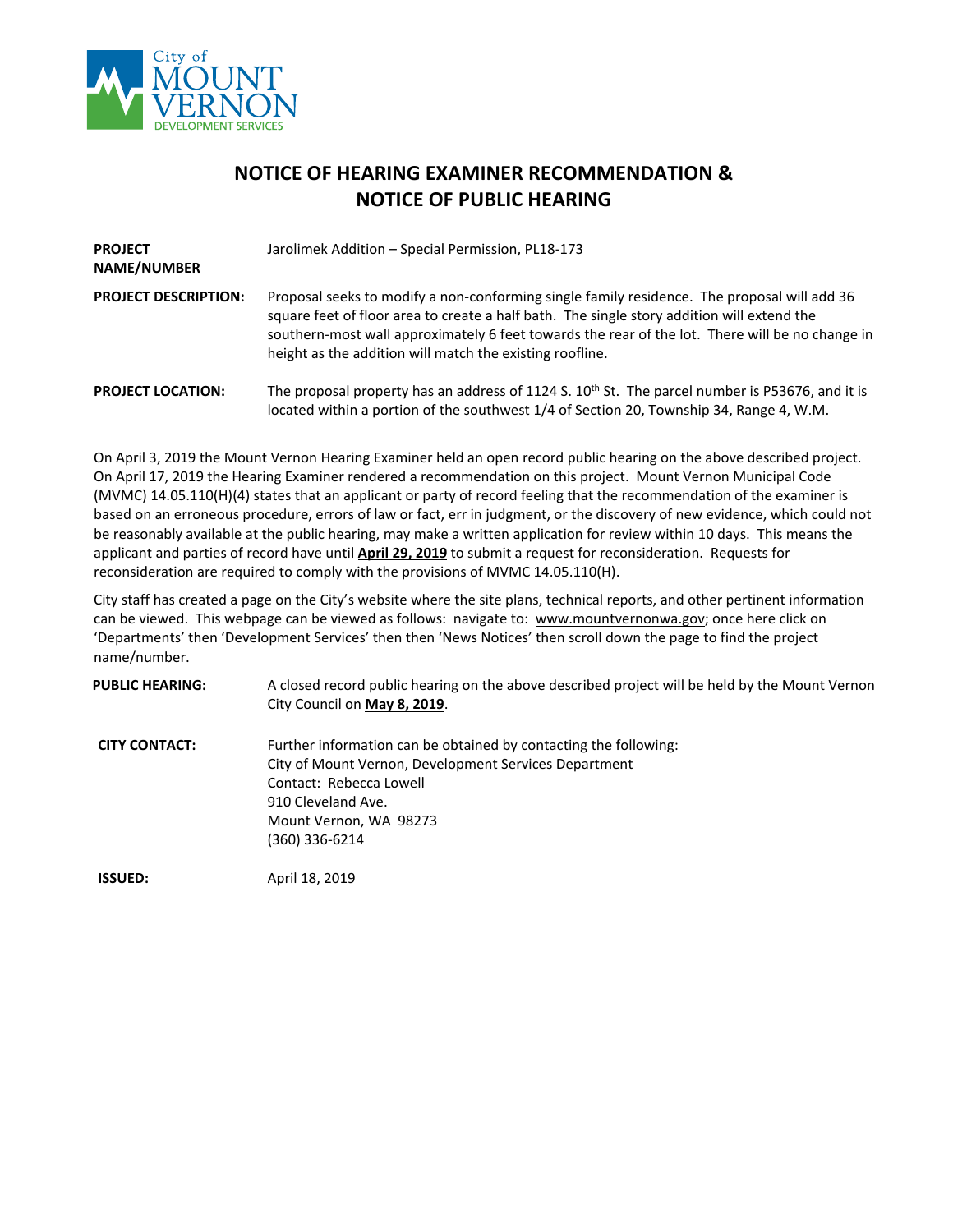City of MOUNT VERNON DEVELOPMENT SERVICES

# NOTICE OF HEARING EXAMINER RECOMMENDATION & NOTICE OF PUBLIC HEARING

**PROJECT NAME/NUMBER** Jarolimek Addition – Special Permission, PL18-173

**PROJECT DESCRIPTION:** Proposal seeks to modify a non-conforming single family residence. The proposal will add 36 square feet of floor area to create a half bath. The single story addition will extend the southern-most wall approximately 6 feet towards the rear of the lot. There will be no change in height as the addition will match the existing roofline.

**PROJECT LOCATION:** The proposal property has an address of 1124 S. 10th St. The parcel number is P53676, and it is located within a portion of the southwest 1/4 of Section 20, Township 34, Range 4, W.M.

On April 3, 2019 the Mount Vernon Hearing Examiner held an open record public hearing on the above described project. On April 17, 2019 the Hearing Examiner rendered a recommendation on this project. Mount Vernon Municipal Code (MVMC) 14.05.110(H)(4) states that an applicant or party of record feeling that the recommendation of the examiner is based on an erroneous procedure, errors of law or fact, err in judgment, or the discovery of new evidence, which could not be reasonably available at the public hearing, may make a written application for review within 10 days. This means the applicant and parties of record have until **April 29, 2019** to submit a request for reconsideration. Requests for reconsideration are required to comply with the provisions of MVMC 14.05.110(H).

City staff has created a page on the City's website where the site plans, technical reports, and other pertinent information can be viewed. This webpage can be viewed as follows: navigate to: www.mountvernonwa.gov; once here click on 'Departments' then 'Development Services' then then 'News Notices' then scroll down the page to find the project name/number.

**PUBLIC HEARING:** A closed record public hearing on the above described project will be held by the Mount Vernon City Council on **May 8, 2019**.

**CITY CONTACT:** Further information can be obtained by contacting the following:
City of Mount Vernon, Development Services Department
Contact: Rebecca Lowell
910 Cleveland Ave.
Mount Vernon, WA 98273
(360) 336-6214

**ISSUED:** April 18, 2019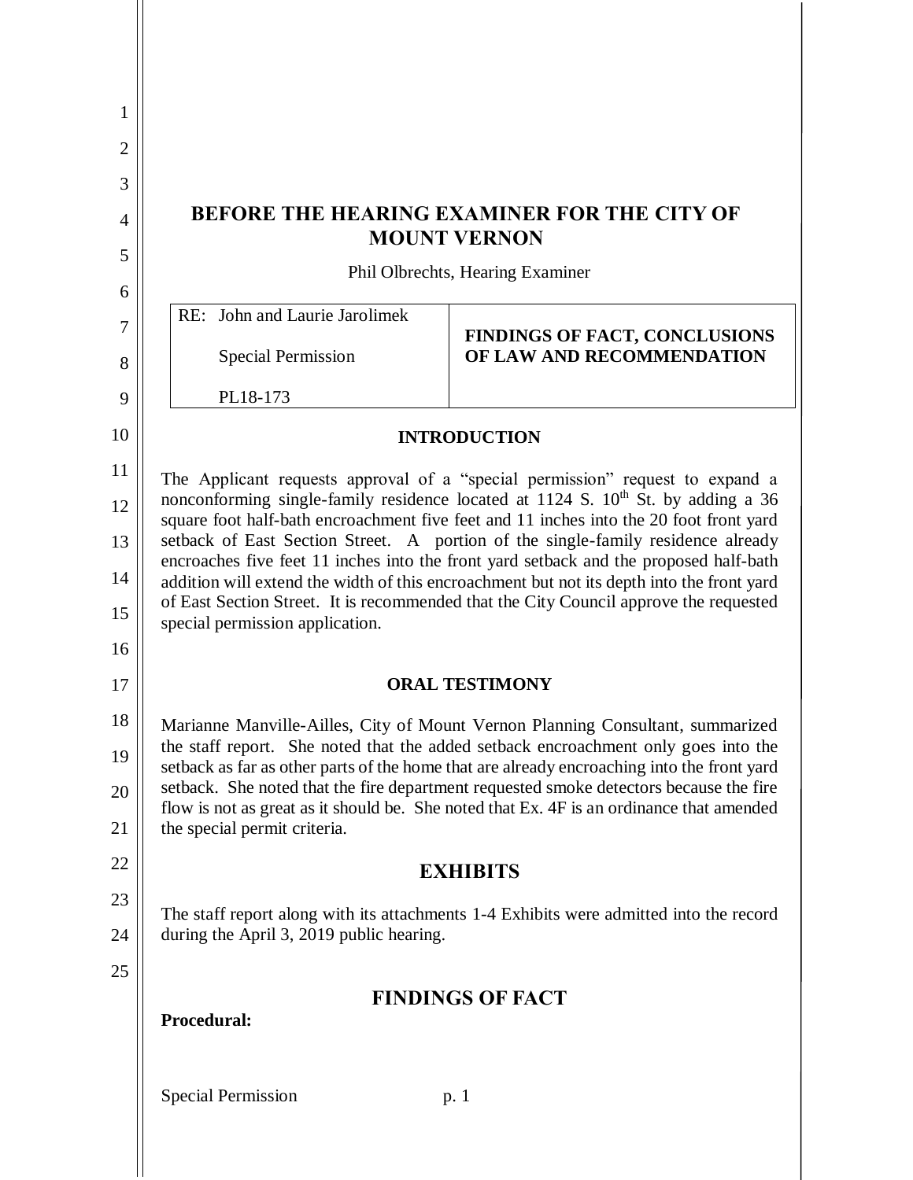**BEFORE THE HEARING EXAMINER FOR THE CITY OF MOUNT VERNON**

Phil Olbrechts, Hearing Examiner

| RE: John and Laurie Jarolimek<br><br>Special Permission<br><br>PL18-173 | **FINDINGS OF FACT, CONCLUSIONS OF LAW AND RECOMMENDATION** |
|---|---|

## INTRODUCTION

The Applicant requests approval of a "special permission" request to expand a nonconforming single-family residence located at 1124 S. 10th St. by adding a 36 square foot half-bath encroachment five feet and 11 inches into the 20 foot front yard setback of East Section Street. A portion of the single-family residence already encroaches five feet 11 inches into the front yard setback and the proposed half-bath addition will extend the width of this encroachment but not its depth into the front yard of East Section Street. It is recommended that the City Council approve the requested special permission application.

## ORAL TESTIMONY

Marianne Manville-Ailles, City of Mount Vernon Planning Consultant, summarized the staff report. She noted that the added setback encroachment only goes into the setback as far as other parts of the home that are already encroaching into the front yard setback. She noted that the fire department requested smoke detectors because the fire flow is not as great as it should be. She noted that Ex. 4F is an ordinance that amended the special permit criteria.

## EXHIBITS

The staff report along with its attachments 1-4 Exhibits were admitted into the record during the April 3, 2019 public hearing.

## FINDINGS OF FACT

**Procedural:**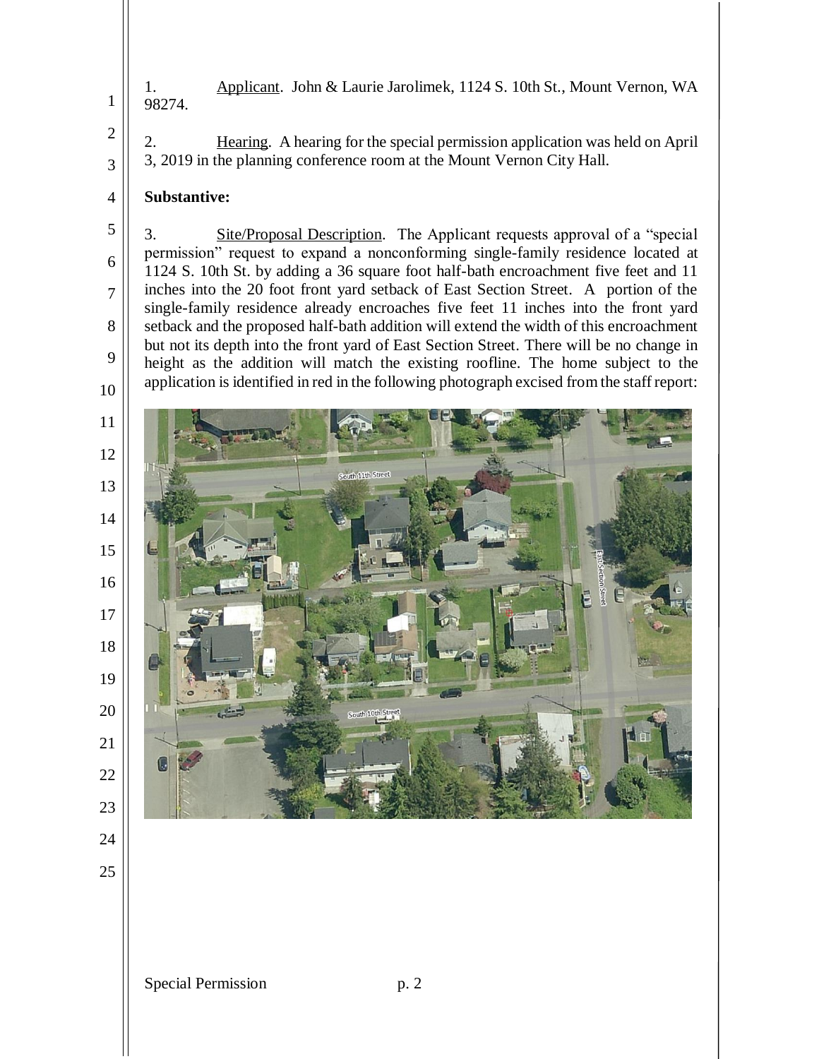1. Applicant. John & Laurie Jarolimek, 1124 S. 10th St., Mount Vernon, WA 98274.

2. Hearing. A hearing for the special permission application was held on April 3, 2019 in the planning conference room at the Mount Vernon City Hall.

**Substantive:**

3. Site/Proposal Description. The Applicant requests approval of a "special permission" request to expand a nonconforming single-family residence located at 1124 S. 10th St. by adding a 36 square foot half-bath encroachment five feet and 11 inches into the 20 foot front yard setback of East Section Street. A portion of the single-family residence already encroaches five feet 11 inches into the front yard setback and the proposed half-bath addition will extend the width of this encroachment but not its depth into the front yard of East Section Street. There will be no change in height as the addition will match the existing roofline. The home subject to the application is identified in red in the following photograph excised from the staff report: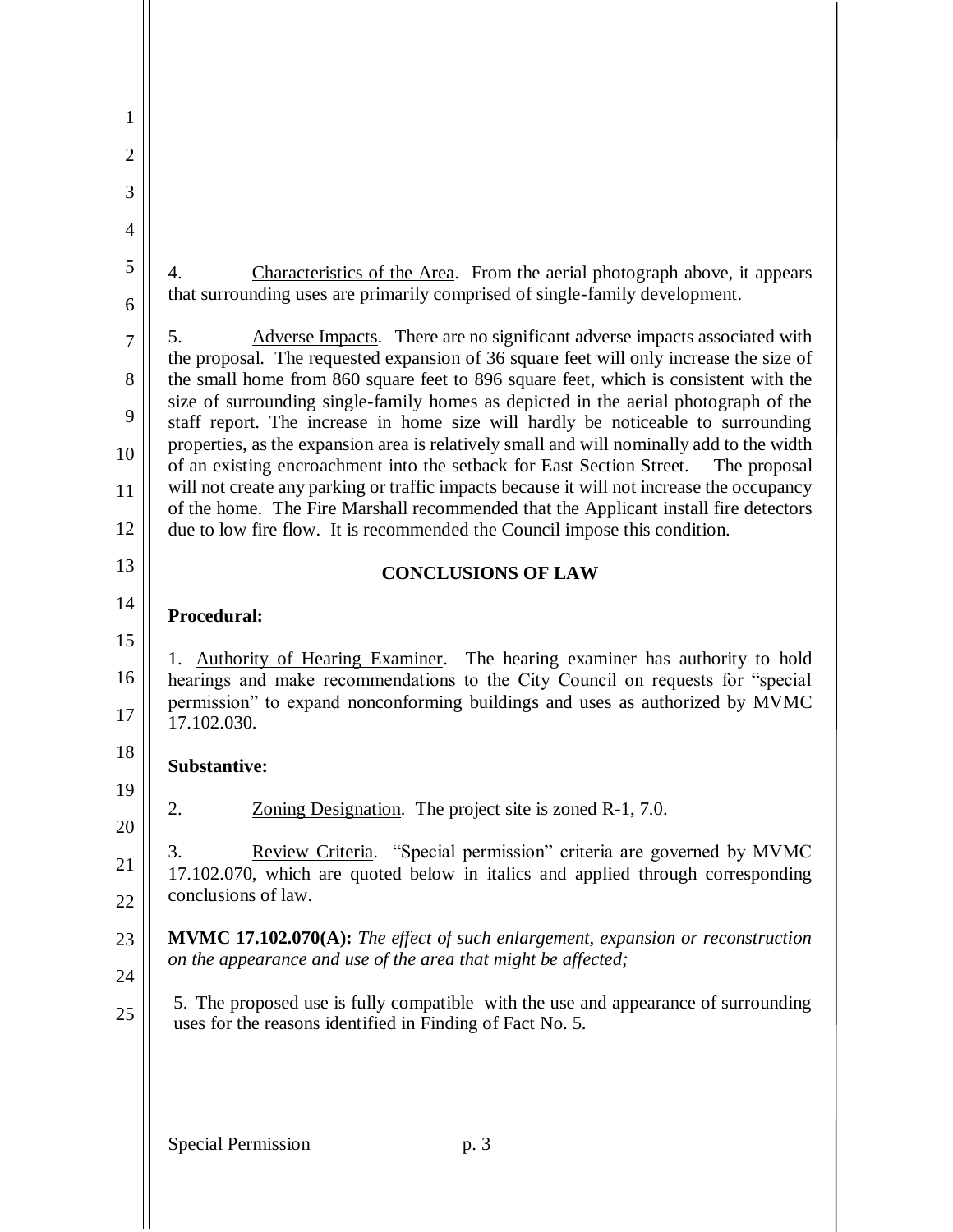4. Characteristics of the Area. From the aerial photograph above, it appears that surrounding uses are primarily comprised of single-family development.

5. Adverse Impacts. There are no significant adverse impacts associated with the proposal. The requested expansion of 36 square feet will only increase the size of the small home from 860 square feet to 896 square feet, which is consistent with the size of surrounding single-family homes as depicted in the aerial photograph of the staff report. The increase in home size will hardly be noticeable to surrounding properties, as the expansion area is relatively small and will nominally add to the width of an existing encroachment into the setback for East Section Street. The proposal will not create any parking or traffic impacts because it will not increase the occupancy of the home. The Fire Marshall recommended that the Applicant install fire detectors due to low fire flow. It is recommended the Council impose this condition.

## CONCLUSIONS OF LAW

**Procedural:**

1. Authority of Hearing Examiner. The hearing examiner has authority to hold hearings and make recommendations to the City Council on requests for "special permission" to expand nonconforming buildings and uses as authorized by MVMC 17.102.030.

**Substantive:**

2. Zoning Designation. The project site is zoned R-1, 7.0.

3. Review Criteria. "Special permission" criteria are governed by MVMC 17.102.070, which are quoted below in italics and applied through corresponding conclusions of law.

**MVMC 17.102.070(A):** *The effect of such enlargement, expansion or reconstruction on the appearance and use of the area that might be affected;*

5. The proposed use is fully compatible with the use and appearance of surrounding uses for the reasons identified in Finding of Fact No. 5.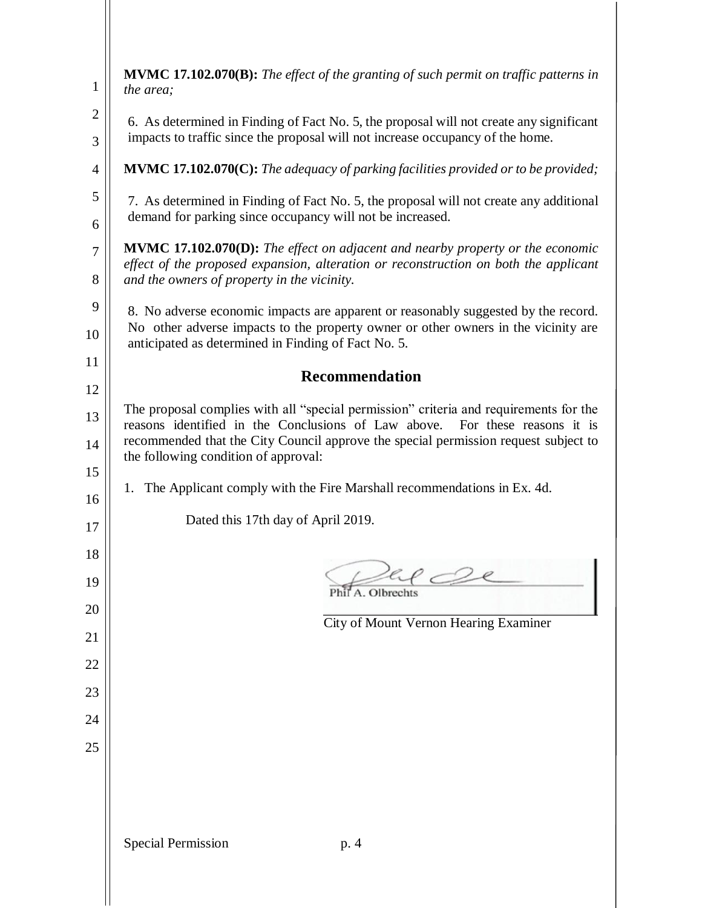**MVMC 17.102.070(B):** *The effect of the granting of such permit on traffic patterns in the area;*

6. As determined in Finding of Fact No. 5, the proposal will not create any significant impacts to traffic since the proposal will not increase occupancy of the home.

**MVMC 17.102.070(C):** *The adequacy of parking facilities provided or to be provided;*

7. As determined in Finding of Fact No. 5, the proposal will not create any additional demand for parking since occupancy will not be increased.

**MVMC 17.102.070(D):** *The effect on adjacent and nearby property or the economic effect of the proposed expansion, alteration or reconstruction on both the applicant and the owners of property in the vicinity.*

8. No adverse economic impacts are apparent or reasonably suggested by the record. No other adverse impacts to the property owner or other owners in the vicinity are anticipated as determined in Finding of Fact No. 5.

## Recommendation

The proposal complies with all "special permission" criteria and requirements for the reasons identified in the Conclusions of Law above. For these reasons it is recommended that the City Council approve the special permission request subject to the following condition of approval:

1. The Applicant comply with the Fire Marshall recommendations in Ex. 4d.

Dated this 17th day of April 2019.

Phil A. Olbrechts

City of Mount Vernon Hearing Examiner